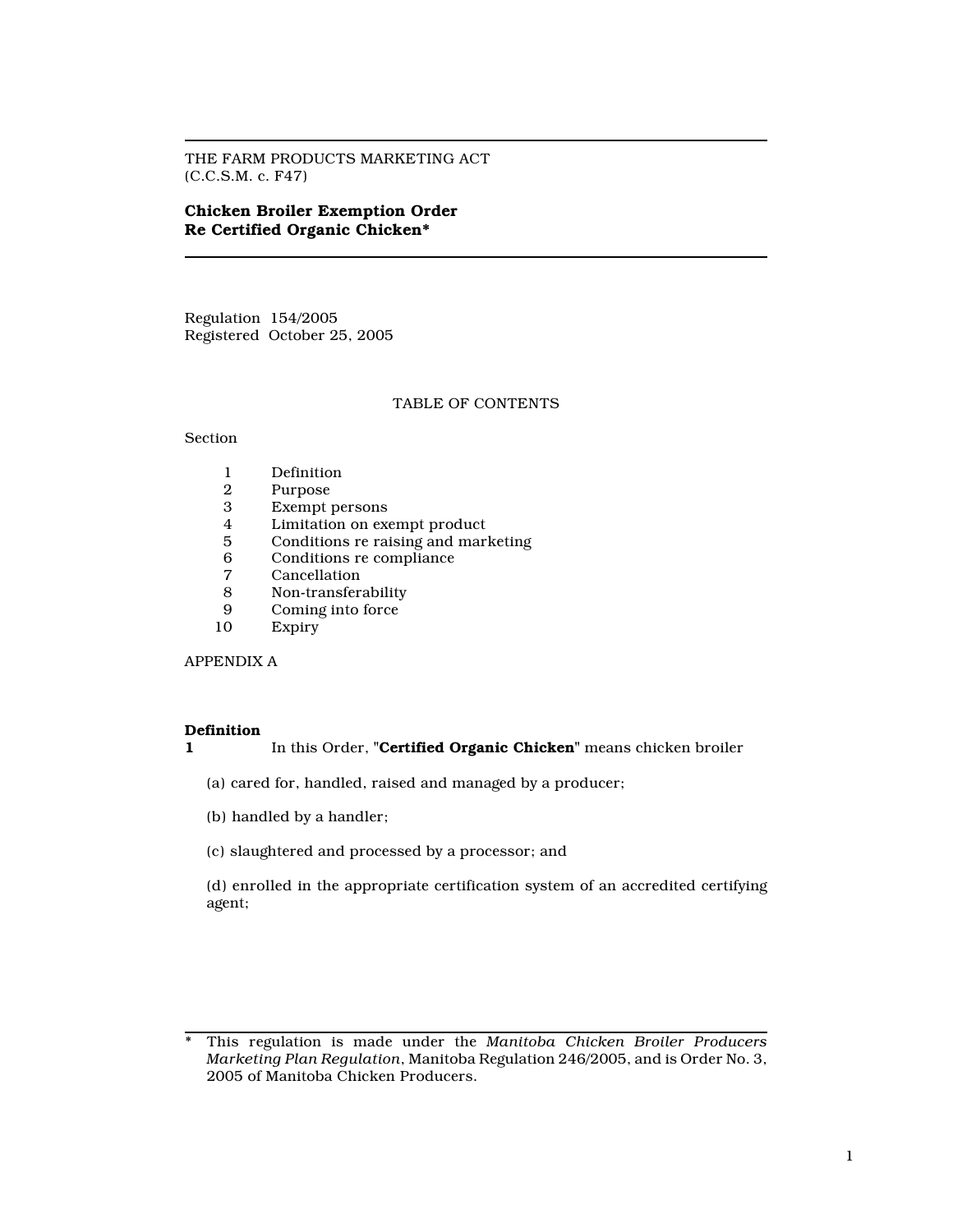THE FARM PRODUCTS MARKETING ACT
(C.C.S.M. c. F47)

# Chicken Broiler Exemption Order Re Certified Organic Chicken*

Regulation 154/2005
Registered October 25, 2005

TABLE OF CONTENTS

Section

| | |
|---|---|
| 1 | Definition |
| 2 | Purpose |
| 3 | Exempt persons |
| 4 | Limitation on exempt product |
| 5 | Conditions re raising and marketing |
| 6 | Conditions re compliance |
| 7 | Cancellation |
| 8 | Non-transferability |
| 9 | Coming into force |
| 10 | Expiry |

APPENDIX A

**Definition**

**1** In this Order, "**Certified Organic Chicken**" means chicken broiler

(a) cared for, handled, raised and managed by a producer;

(b) handled by a handler;

(c) slaughtered and processed by a processor; and

(d) enrolled in the appropriate certification system of an accredited certifying agent;

---

\* This regulation is made under the *Manitoba Chicken Broiler Producers Marketing Plan Regulation*, Manitoba Regulation 246/2005, and is Order No. 3, 2005 of Manitoba Chicken Producers.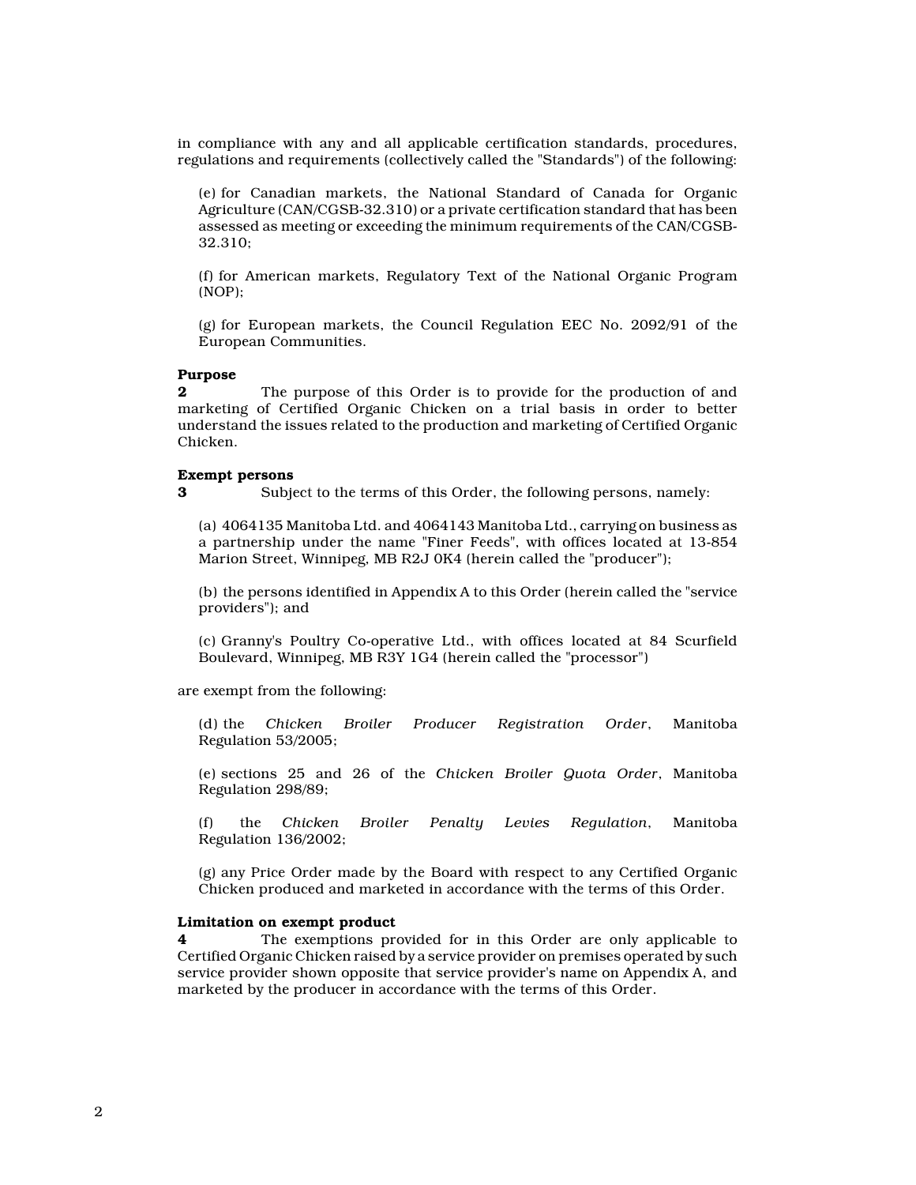in compliance with any and all applicable certification standards, procedures, regulations and requirements (collectively called the "Standards") of the following:

(e) for Canadian markets, the National Standard of Canada for Organic Agriculture (CAN/CGSB-32.310) or a private certification standard that has been assessed as meeting or exceeding the minimum requirements of the CAN/CGSB-32.310;

(f) for American markets, Regulatory Text of the National Organic Program (NOP);

(g) for European markets, the Council Regulation EEC No. 2092/91 of the European Communities.

**Purpose**

**2** The purpose of this Order is to provide for the production of and marketing of Certified Organic Chicken on a trial basis in order to better understand the issues related to the production and marketing of Certified Organic Chicken.

**Exempt persons**

**3** Subject to the terms of this Order, the following persons, namely:

(a) 4064135 Manitoba Ltd. and 4064143 Manitoba Ltd., carrying on business as a partnership under the name "Finer Feeds", with offices located at 13-854 Marion Street, Winnipeg, MB R2J 0K4 (herein called the "producer");

(b) the persons identified in Appendix A to this Order (herein called the "service providers"); and

(c) Granny's Poultry Co-operative Ltd., with offices located at 84 Scurfield Boulevard, Winnipeg, MB R3Y 1G4 (herein called the "processor")

are exempt from the following:

(d) the *Chicken Broiler Producer Registration Order*, Manitoba Regulation 53/2005;

(e) sections 25 and 26 of the *Chicken Broiler Quota Order*, Manitoba Regulation 298/89;

(f) the *Chicken Broiler Penalty Levies Regulation*, Manitoba Regulation 136/2002;

(g) any Price Order made by the Board with respect to any Certified Organic Chicken produced and marketed in accordance with the terms of this Order.

**Limitation on exempt product**

**4** The exemptions provided for in this Order are only applicable to Certified Organic Chicken raised by a service provider on premises operated by such service provider shown opposite that service provider's name on Appendix A, and marketed by the producer in accordance with the terms of this Order.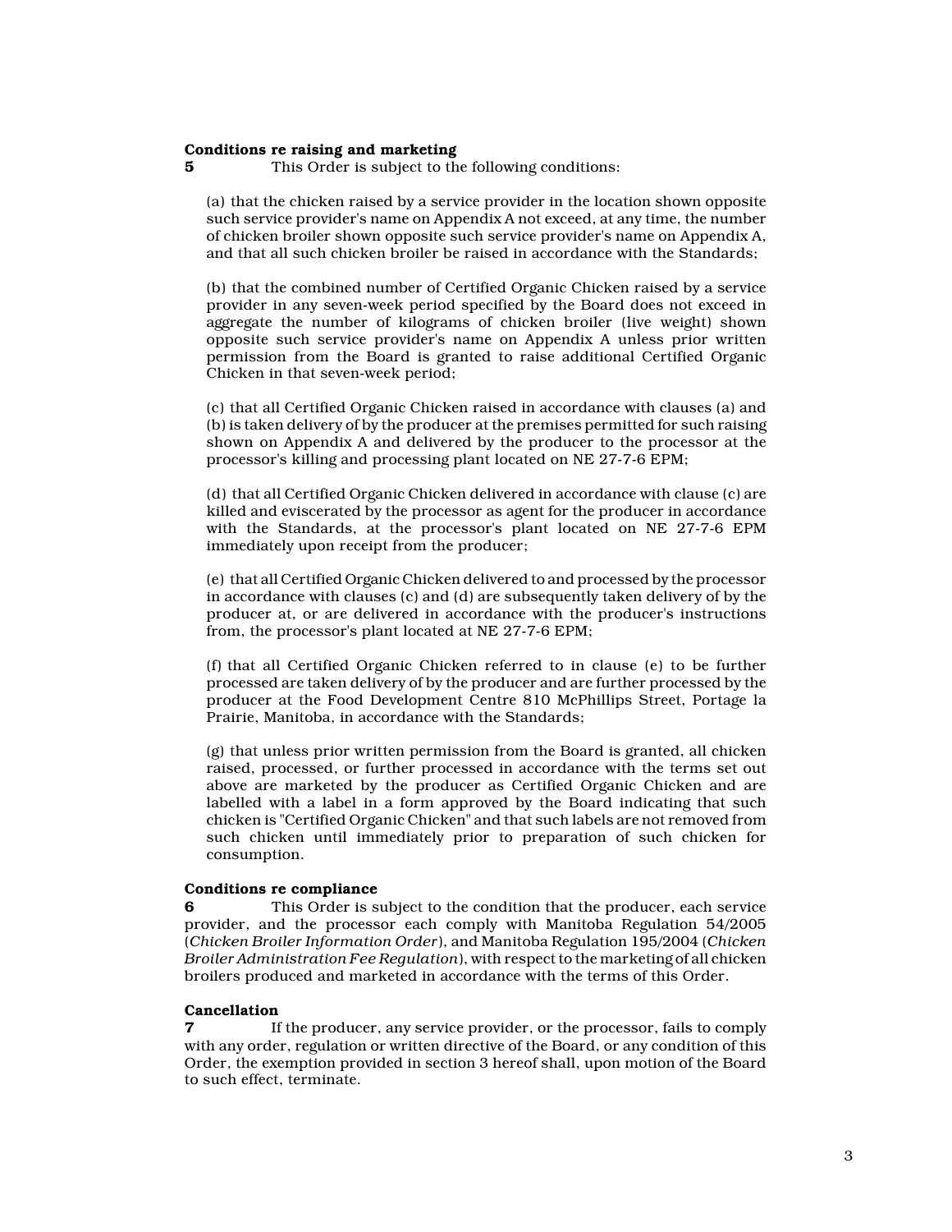**Conditions re raising and marketing**

**5** This Order is subject to the following conditions:

(a) that the chicken raised by a service provider in the location shown opposite such service provider's name on Appendix A not exceed, at any time, the number of chicken broiler shown opposite such service provider's name on Appendix A, and that all such chicken broiler be raised in accordance with the Standards;

(b) that the combined number of Certified Organic Chicken raised by a service provider in any seven-week period specified by the Board does not exceed in aggregate the number of kilograms of chicken broiler (live weight) shown opposite such service provider's name on Appendix A unless prior written permission from the Board is granted to raise additional Certified Organic Chicken in that seven-week period;

(c) that all Certified Organic Chicken raised in accordance with clauses (a) and (b) is taken delivery of by the producer at the premises permitted for such raising shown on Appendix A and delivered by the producer to the processor at the processor's killing and processing plant located on NE 27-7-6 EPM;

(d) that all Certified Organic Chicken delivered in accordance with clause (c) are killed and eviscerated by the processor as agent for the producer in accordance with the Standards, at the processor's plant located on NE 27-7-6 EPM immediately upon receipt from the producer;

(e) that all Certified Organic Chicken delivered to and processed by the processor in accordance with clauses (c) and (d) are subsequently taken delivery of by the producer at, or are delivered in accordance with the producer's instructions from, the processor's plant located at NE 27-7-6 EPM;

(f) that all Certified Organic Chicken referred to in clause (e) to be further processed are taken delivery of by the producer and are further processed by the producer at the Food Development Centre 810 McPhillips Street, Portage la Prairie, Manitoba, in accordance with the Standards;

(g) that unless prior written permission from the Board is granted, all chicken raised, processed, or further processed in accordance with the terms set out above are marketed by the producer as Certified Organic Chicken and are labelled with a label in a form approved by the Board indicating that such chicken is "Certified Organic Chicken" and that such labels are not removed from such chicken until immediately prior to preparation of such chicken for consumption.

**Conditions re compliance**

**6** This Order is subject to the condition that the producer, each service provider, and the processor each comply with Manitoba Regulation 54/2005 (*Chicken Broiler Information Order*), and Manitoba Regulation 195/2004 (*Chicken Broiler Administration Fee Regulation*), with respect to the marketing of all chicken broilers produced and marketed in accordance with the terms of this Order.

**Cancellation**

**7** If the producer, any service provider, or the processor, fails to comply with any order, regulation or written directive of the Board, or any condition of this Order, the exemption provided in section 3 hereof shall, upon motion of the Board to such effect, terminate.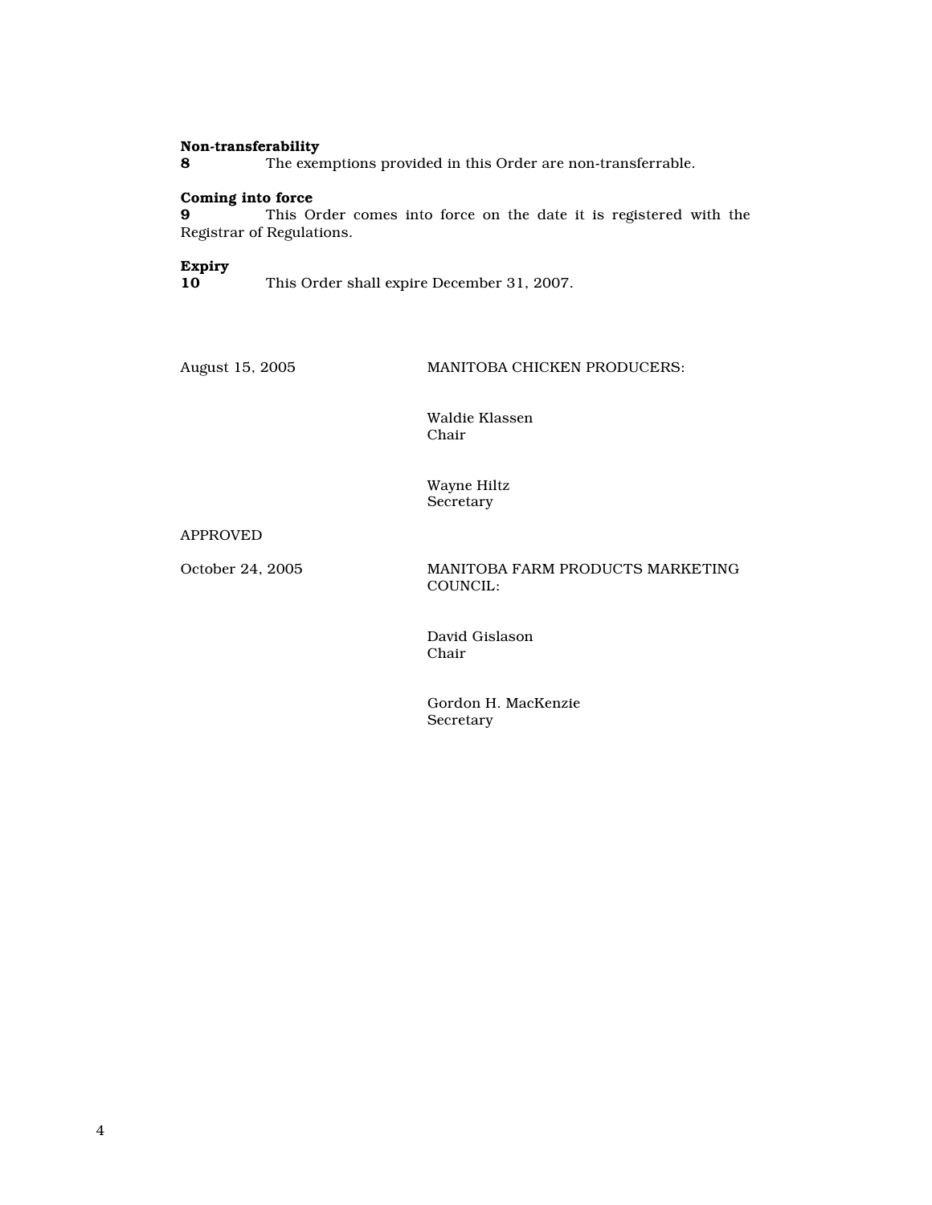**Non-transferability**
**8** The exemptions provided in this Order are non-transferrable.

**Coming into force**
**9** This Order comes into force on the date it is registered with the Registrar of Regulations.

**Expiry**
**10** This Order shall expire December 31, 2007.

August 15, 2005

MANITOBA CHICKEN PRODUCERS:

Waldie Klassen
Chair

Wayne Hiltz
Secretary

APPROVED

October 24, 2005

MANITOBA FARM PRODUCTS MARKETING COUNCIL:

David Gislason
Chair

Gordon H. MacKenzie
Secretary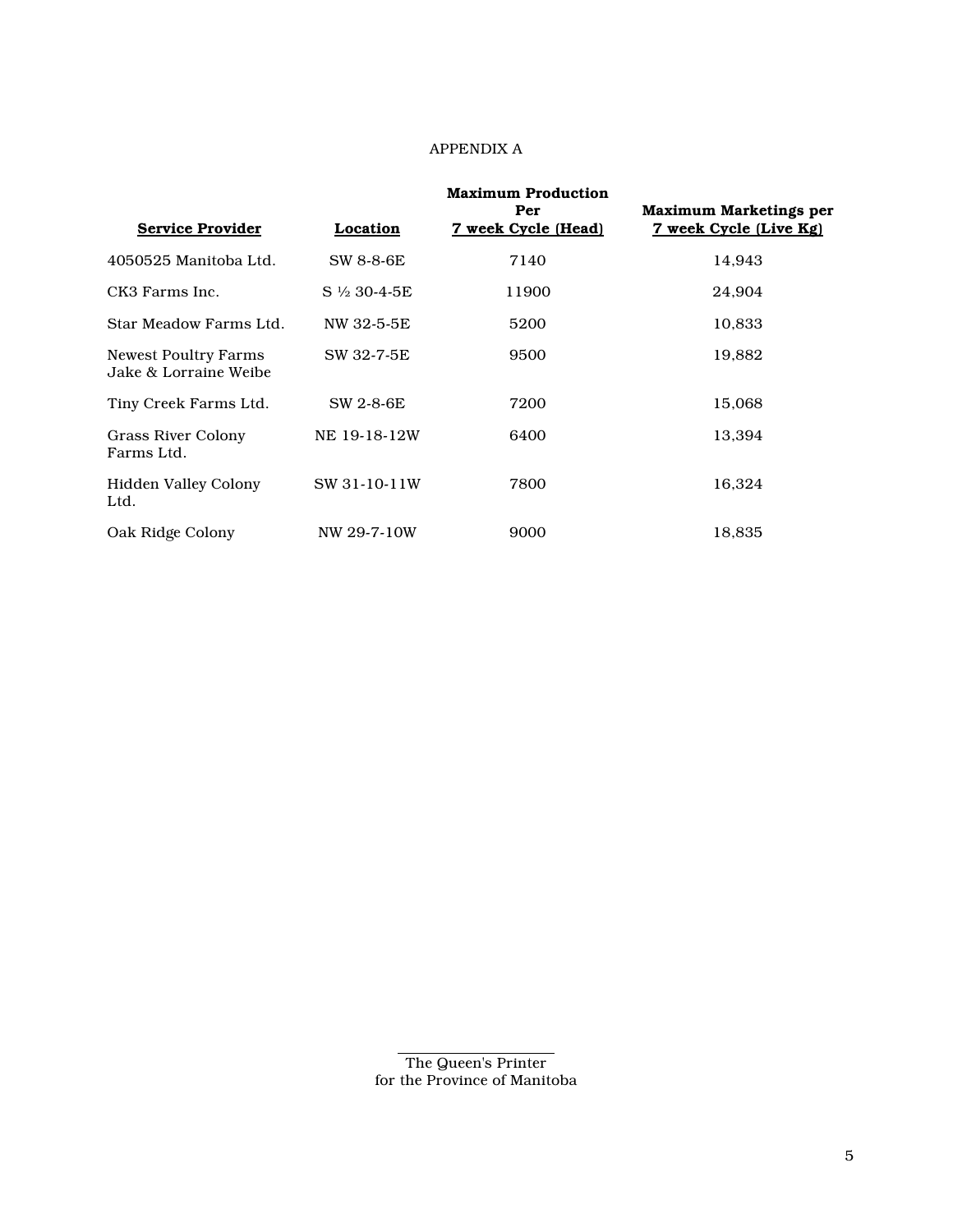APPENDIX A

| Service Provider | Location | Maximum Production Per 7 week Cycle (Head) | Maximum Marketings per 7 week Cycle (Live Kg) |
|---|---|---|---|
| 4050525 Manitoba Ltd. | SW 8-8-6E | 7140 | 14,943 |
| CK3 Farms Inc. | S ½ 30-4-5E | 11900 | 24,904 |
| Star Meadow Farms Ltd. | NW 32-5-5E | 5200 | 10,833 |
| Newest Poultry Farms Jake & Lorraine Weibe | SW 32-7-5E | 9500 | 19,882 |
| Tiny Creek Farms Ltd. | SW 2-8-6E | 7200 | 15,068 |
| Grass River Colony Farms Ltd. | NE 19-18-12W | 6400 | 13,394 |
| Hidden Valley Colony Ltd. | SW 31-10-11W | 7800 | 16,324 |
| Oak Ridge Colony | NW 29-7-10W | 9000 | 18,835 |

The Queen's Printer
for the Province of Manitoba